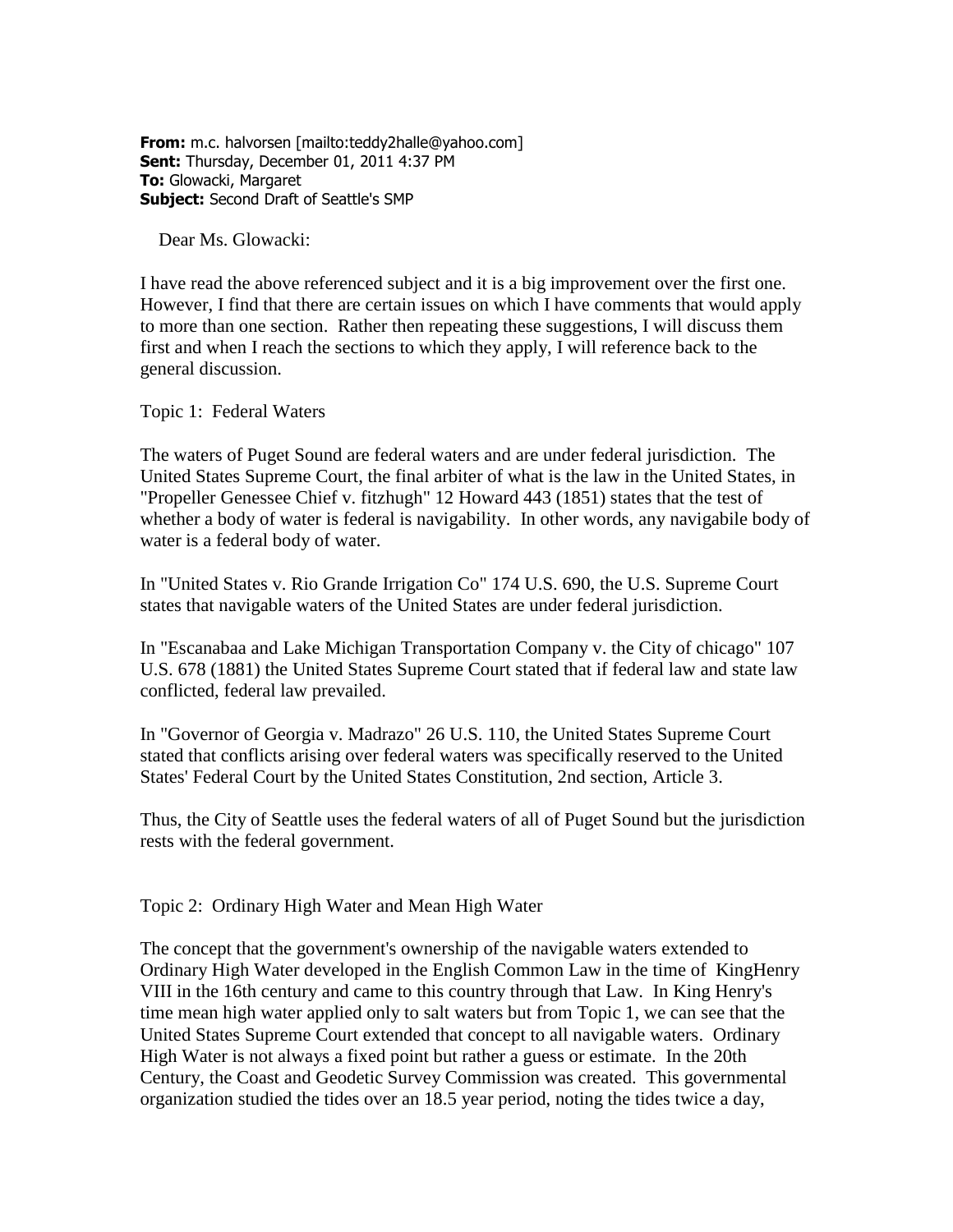**From:** m.c. halvorsen [mailto:teddy2halle@yahoo.com]
**Sent:** Thursday, December 01, 2011 4:37 PM
**To:** Glowacki, Margaret
**Subject:** Second Draft of Seattle's SMP

Dear Ms. Glowacki:

I have read the above referenced subject and it is a big improvement over the first one. However, I find that there are certain issues on which I have comments that would apply to more than one section. Rather then repeating these suggestions, I will discuss them first and when I reach the sections to which they apply, I will reference back to the general discussion.

Topic 1: Federal Waters

The waters of Puget Sound are federal waters and are under federal jurisdiction. The United States Supreme Court, the final arbiter of what is the law in the United States, in "Propeller Genessee Chief v. fitzhugh" 12 Howard 443 (1851) states that the test of whether a body of water is federal is navigability. In other words, any navigabile body of water is a federal body of water.

In "United States v. Rio Grande Irrigation Co" 174 U.S. 690, the U.S. Supreme Court states that navigable waters of the United States are under federal jurisdiction.

In "Escanabaa and Lake Michigan Transportation Company v. the City of chicago" 107 U.S. 678 (1881) the United States Supreme Court stated that if federal law and state law conflicted, federal law prevailed.

In "Governor of Georgia v. Madrazo" 26 U.S. 110, the United States Supreme Court stated that conflicts arising over federal waters was specifically reserved to the United States' Federal Court by the United States Constitution, 2nd section, Article 3.

Thus, the City of Seattle uses the federal waters of all of Puget Sound but the jurisdiction rests with the federal government.

Topic 2: Ordinary High Water and Mean High Water

The concept that the government's ownership of the navigable waters extended to Ordinary High Water developed in the English Common Law in the time of KingHenry VIII in the 16th century and came to this country through that Law. In King Henry's time mean high water applied only to salt waters but from Topic 1, we can see that the United States Supreme Court extended that concept to all navigable waters. Ordinary High Water is not always a fixed point but rather a guess or estimate. In the 20th Century, the Coast and Geodetic Survey Commission was created. This governmental organization studied the tides over an 18.5 year period, noting the tides twice a day,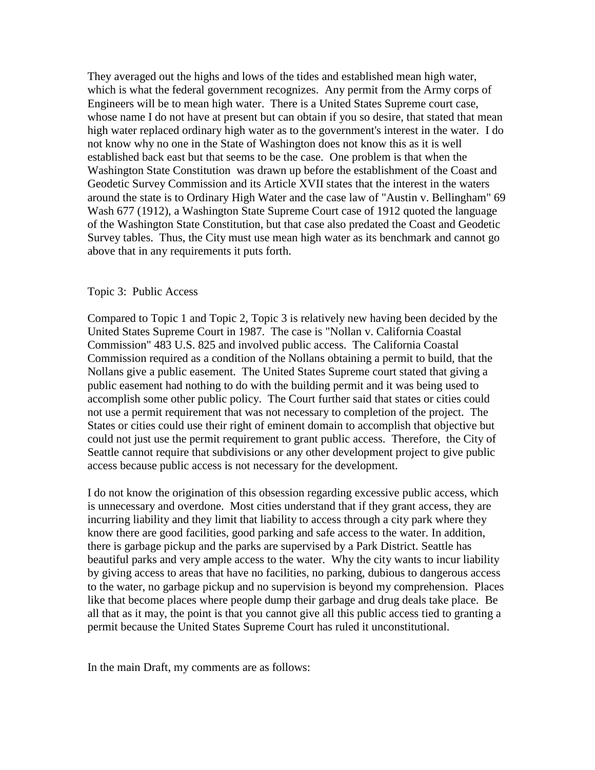They averaged out the highs and lows of the tides and established mean high water, which is what the federal government recognizes. Any permit from the Army corps of Engineers will be to mean high water. There is a United States Supreme court case, whose name I do not have at present but can obtain if you so desire, that stated that mean high water replaced ordinary high water as to the government's interest in the water. I do not know why no one in the State of Washington does not know this as it is well established back east but that seems to be the case. One problem is that when the Washington State Constitution was drawn up before the establishment of the Coast and Geodetic Survey Commission and its Article XVII states that the interest in the waters around the state is to Ordinary High Water and the case law of "Austin v. Bellingham" 69 Wash 677 (1912), a Washington State Supreme Court case of 1912 quoted the language of the Washington State Constitution, but that case also predated the Coast and Geodetic Survey tables. Thus, the City must use mean high water as its benchmark and cannot go above that in any requirements it puts forth.

Topic 3: Public Access

Compared to Topic 1 and Topic 2, Topic 3 is relatively new having been decided by the United States Supreme Court in 1987. The case is "Nollan v. California Coastal Commission" 483 U.S. 825 and involved public access. The California Coastal Commission required as a condition of the Nollans obtaining a permit to build, that the Nollans give a public easement. The United States Supreme court stated that giving a public easement had nothing to do with the building permit and it was being used to accomplish some other public policy. The Court further said that states or cities could not use a permit requirement that was not necessary to completion of the project. The States or cities could use their right of eminent domain to accomplish that objective but could not just use the permit requirement to grant public access. Therefore, the City of Seattle cannot require that subdivisions or any other development project to give public access because public access is not necessary for the development.

I do not know the origination of this obsession regarding excessive public access, which is unnecessary and overdone. Most cities understand that if they grant access, they are incurring liability and they limit that liability to access through a city park where they know there are good facilities, good parking and safe access to the water. In addition, there is garbage pickup and the parks are supervised by a Park District. Seattle has beautiful parks and very ample access to the water. Why the city wants to incur liability by giving access to areas that have no facilities, no parking, dubious to dangerous access to the water, no garbage pickup and no supervision is beyond my comprehension. Places like that become places where people dump their garbage and drug deals take place. Be all that as it may, the point is that you cannot give all this public access tied to granting a permit because the United States Supreme Court has ruled it unconstitutional.

In the main Draft, my comments are as follows: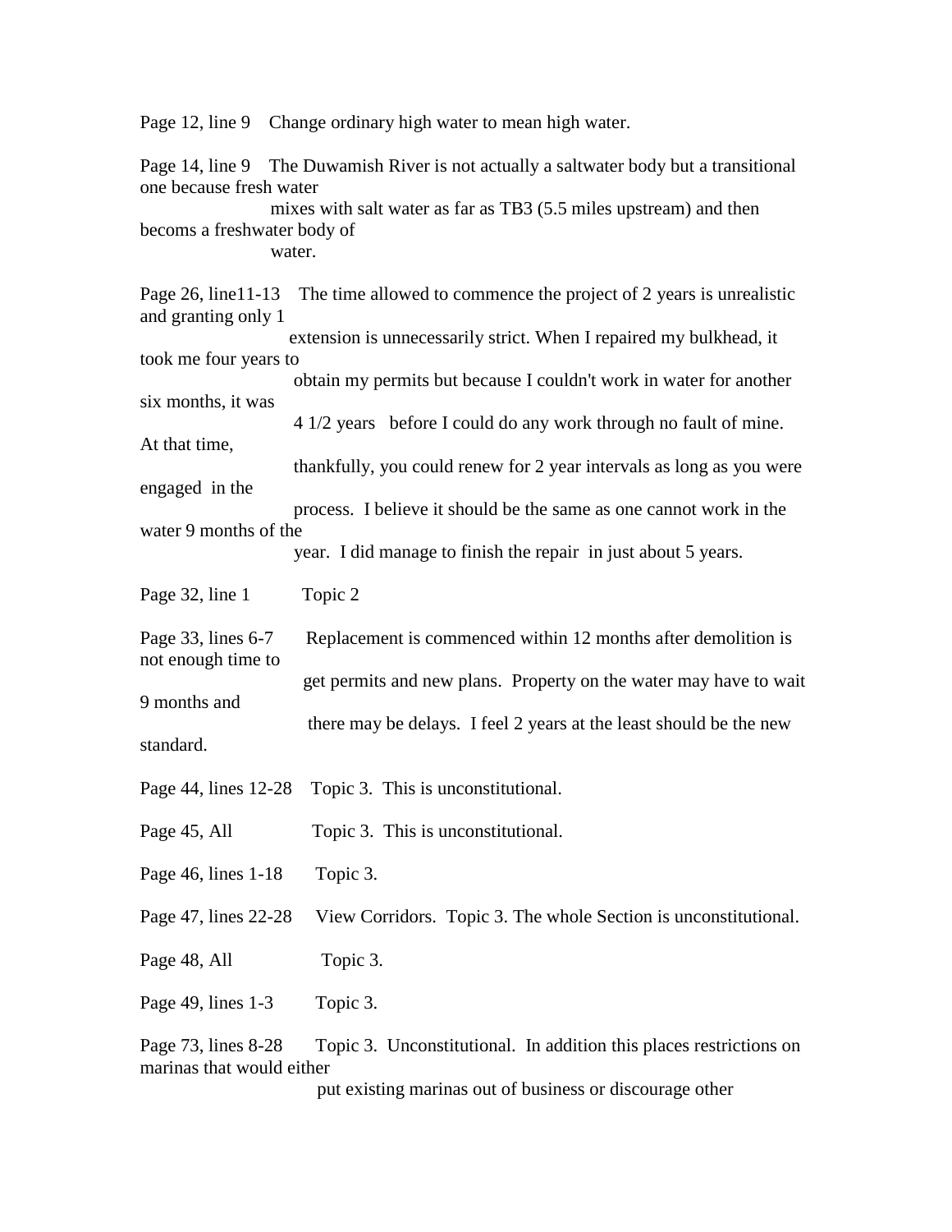Page 12, line 9 Change ordinary high water to mean high water.

Page 14, line 9 The Duwamish River is not actually a saltwater body but a transitional one because fresh water mixes with salt water as far as TB3 (5.5 miles upstream) and then becoms a freshwater body of water.

Page 26, line11-13 The time allowed to commence the project of 2 years is unrealistic and granting only 1 extension is unnecessarily strict. When I repaired my bulkhead, it took me four years to obtain my permits but because I couldn't work in water for another six months, it was 4 1/2 years before I could do any work through no fault of mine. At that time, thankfully, you could renew for 2 year intervals as long as you were engaged in the process. I believe it should be the same as one cannot work in the water 9 months of the year. I did manage to finish the repair in just about 5 years.

Page 32, line 1 Topic 2

Page 33, lines 6-7 Replacement is commenced within 12 months after demolition is not enough time to get permits and new plans. Property on the water may have to wait 9 months and there may be delays. I feel 2 years at the least should be the new standard.

Page 44, lines 12-28 Topic 3. This is unconstitutional.

Page 45, All Topic 3. This is unconstitutional.

Page 46, lines 1-18 Topic 3.

Page 47, lines 22-28 View Corridors. Topic 3. The whole Section is unconstitutional.

Page 48, All Topic 3.

Page 49, lines 1-3 Topic 3.

Page 73, lines 8-28 Topic 3. Unconstitutional. In addition this places restrictions on marinas that would either put existing marinas out of business or discourage other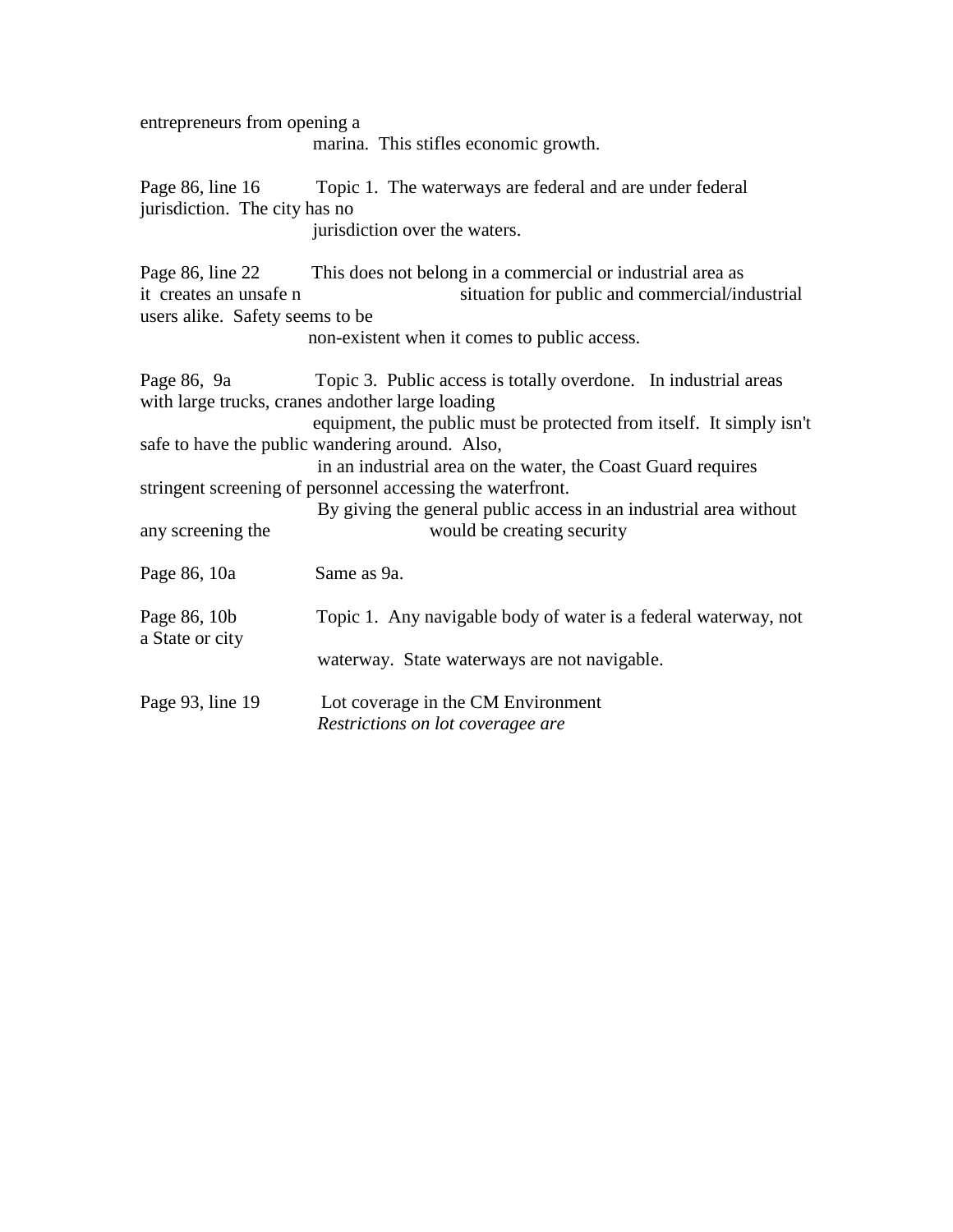entrepreneurs from opening a marina. This stifles economic growth.

Page 86, line 16 — Topic 1. The waterways are federal and are under federal jurisdiction. The city has no jurisdiction over the waters.

Page 86, line 22 — This does not belong in a commercial or industrial area as it creates an unsafe n situation for public and commercial/industrial users alike. Safety seems to be non-existent when it comes to public access.

Page 86, 9a — Topic 3. Public access is totally overdone. In industrial areas with large trucks, cranes andother large loading equipment, the public must be protected from itself. It simply isn't safe to have the public wandering around. Also, in an industrial area on the water, the Coast Guard requires stringent screening of personnel accessing the waterfront. By giving the general public access in an industrial area without any screening the would be creating security

Page 86, 10a — Same as 9a.

Page 86, 10b — Topic 1. Any navigable body of water is a federal waterway, not a State or city waterway. State waterways are not navigable.

Page 93, line 19 — Lot coverage in the CM Environment
*Restrictions on lot coveragee are*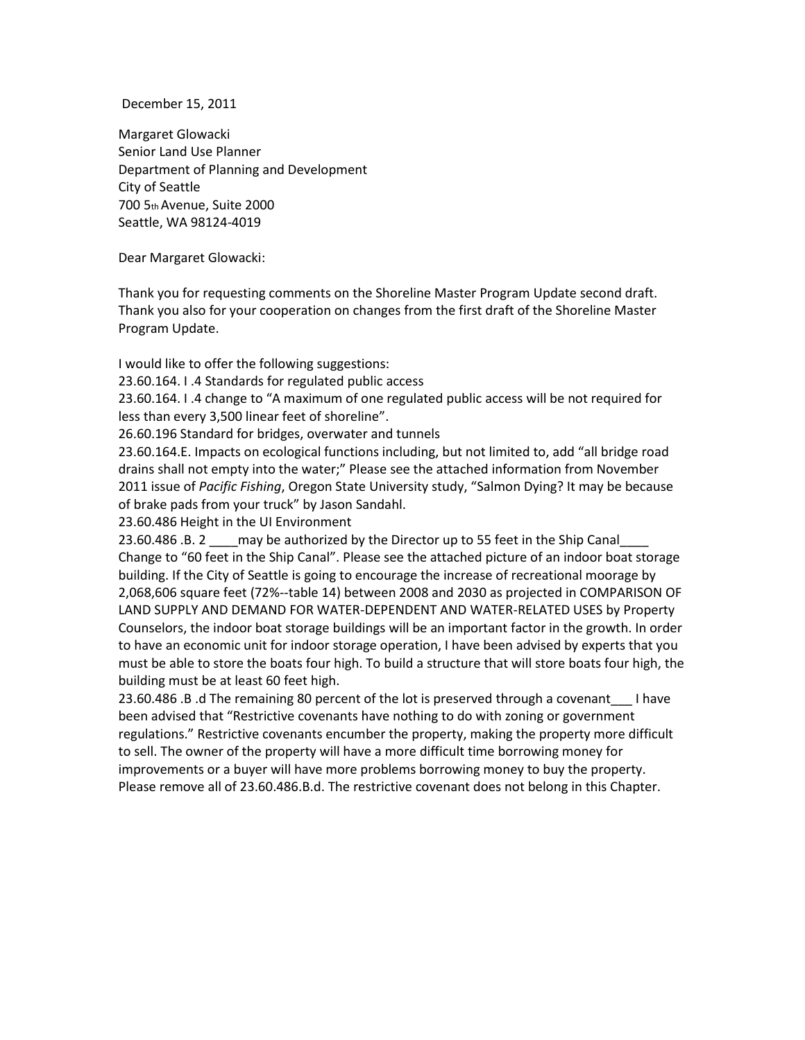December 15, 2011

Margaret Glowacki
Senior Land Use Planner
Department of Planning and Development
City of Seattle
700 5th Avenue, Suite 2000
Seattle, WA 98124-4019

Dear Margaret Glowacki:

Thank you for requesting comments on the Shoreline Master Program Update second draft. Thank you also for your cooperation on changes from the first draft of the Shoreline Master Program Update.

I would like to offer the following suggestions:
23.60.164. I .4 Standards for regulated public access
23.60.164. I .4 change to "A maximum of one regulated public access will be not required for less than every 3,500 linear feet of shoreline".
26.60.196 Standard for bridges, overwater and tunnels
23.60.164.E. Impacts on ecological functions including, but not limited to, add "all bridge road drains shall not empty into the water;" Please see the attached information from November 2011 issue of *Pacific Fishing*, Oregon State University study, "Salmon Dying? It may be because of brake pads from your truck" by Jason Sandahl.
23.60.486 Height in the UI Environment
23.60.486 .B. 2 ____may be authorized by the Director up to 55 feet in the Ship Canal____ Change to "60 feet in the Ship Canal". Please see the attached picture of an indoor boat storage building. If the City of Seattle is going to encourage the increase of recreational moorage by 2,068,606 square feet (72%--table 14) between 2008 and 2030 as projected in COMPARISON OF LAND SUPPLY AND DEMAND FOR WATER-DEPENDENT AND WATER-RELATED USES by Property Counselors, the indoor boat storage buildings will be an important factor in the growth. In order to have an economic unit for indoor storage operation, I have been advised by experts that you must be able to store the boats four high. To build a structure that will store boats four high, the building must be at least 60 feet high.
23.60.486 .B .d The remaining 80 percent of the lot is preserved through a covenant___ I have been advised that "Restrictive covenants have nothing to do with zoning or government regulations." Restrictive covenants encumber the property, making the property more difficult to sell. The owner of the property will have a more difficult time borrowing money for improvements or a buyer will have more problems borrowing money to buy the property. Please remove all of 23.60.486.B.d. The restrictive covenant does not belong in this Chapter.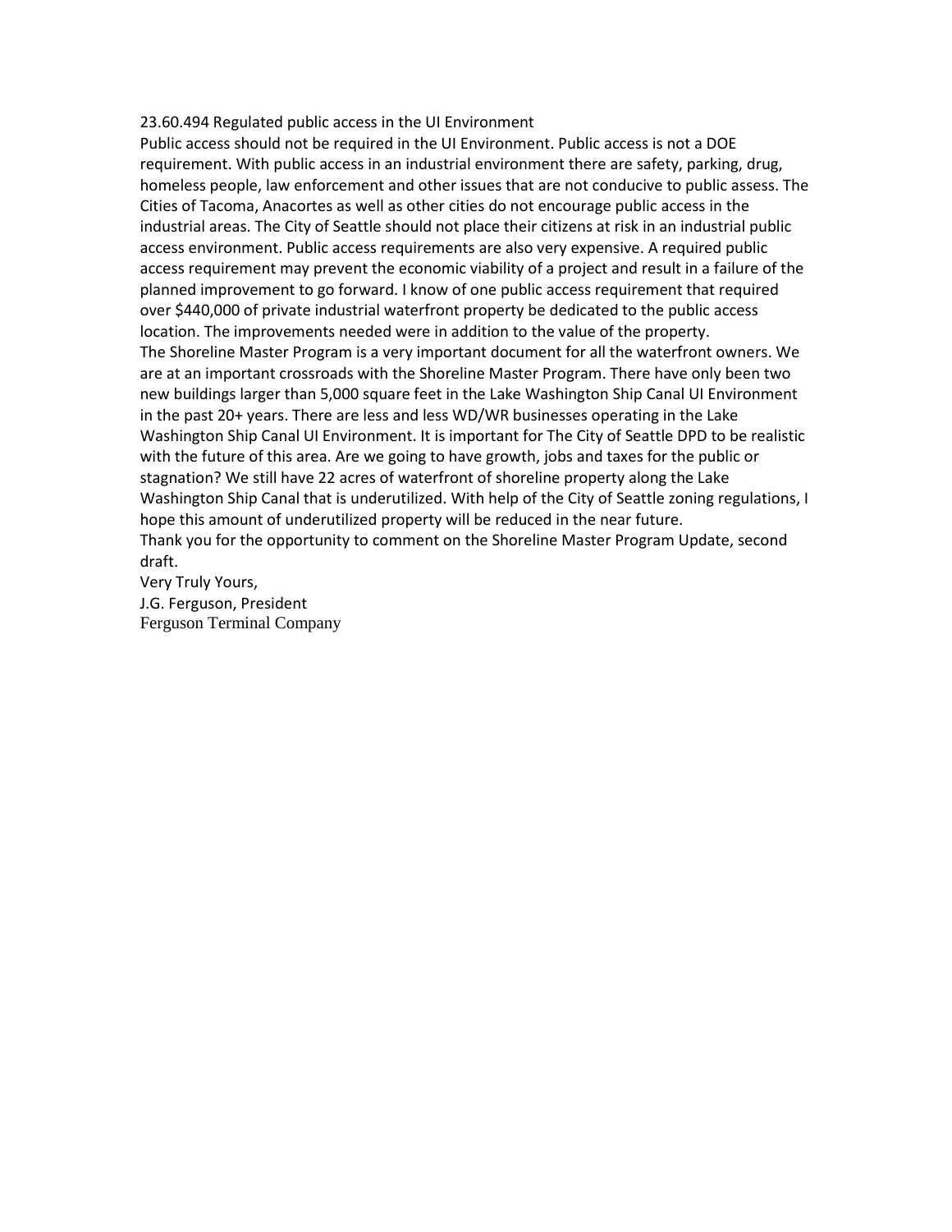23.60.494 Regulated public access in the UI Environment

Public access should not be required in the UI Environment. Public access is not a DOE requirement. With public access in an industrial environment there are safety, parking, drug, homeless people, law enforcement and other issues that are not conducive to public assess. The Cities of Tacoma, Anacortes as well as other cities do not encourage public access in the industrial areas. The City of Seattle should not place their citizens at risk in an industrial public access environment. Public access requirements are also very expensive. A required public access requirement may prevent the economic viability of a project and result in a failure of the planned improvement to go forward. I know of one public access requirement that required over $440,000 of private industrial waterfront property be dedicated to the public access location. The improvements needed were in addition to the value of the property.

The Shoreline Master Program is a very important document for all the waterfront owners. We are at an important crossroads with the Shoreline Master Program. There have only been two new buildings larger than 5,000 square feet in the Lake Washington Ship Canal UI Environment in the past 20+ years. There are less and less WD/WR businesses operating in the Lake Washington Ship Canal UI Environment. It is important for The City of Seattle DPD to be realistic with the future of this area. Are we going to have growth, jobs and taxes for the public or stagnation? We still have 22 acres of waterfront of shoreline property along the Lake Washington Ship Canal that is underutilized. With help of the City of Seattle zoning regulations, I hope this amount of underutilized property will be reduced in the near future.

Thank you for the opportunity to comment on the Shoreline Master Program Update, second draft.

Very Truly Yours,

J.G. Ferguson, President

Ferguson Terminal Company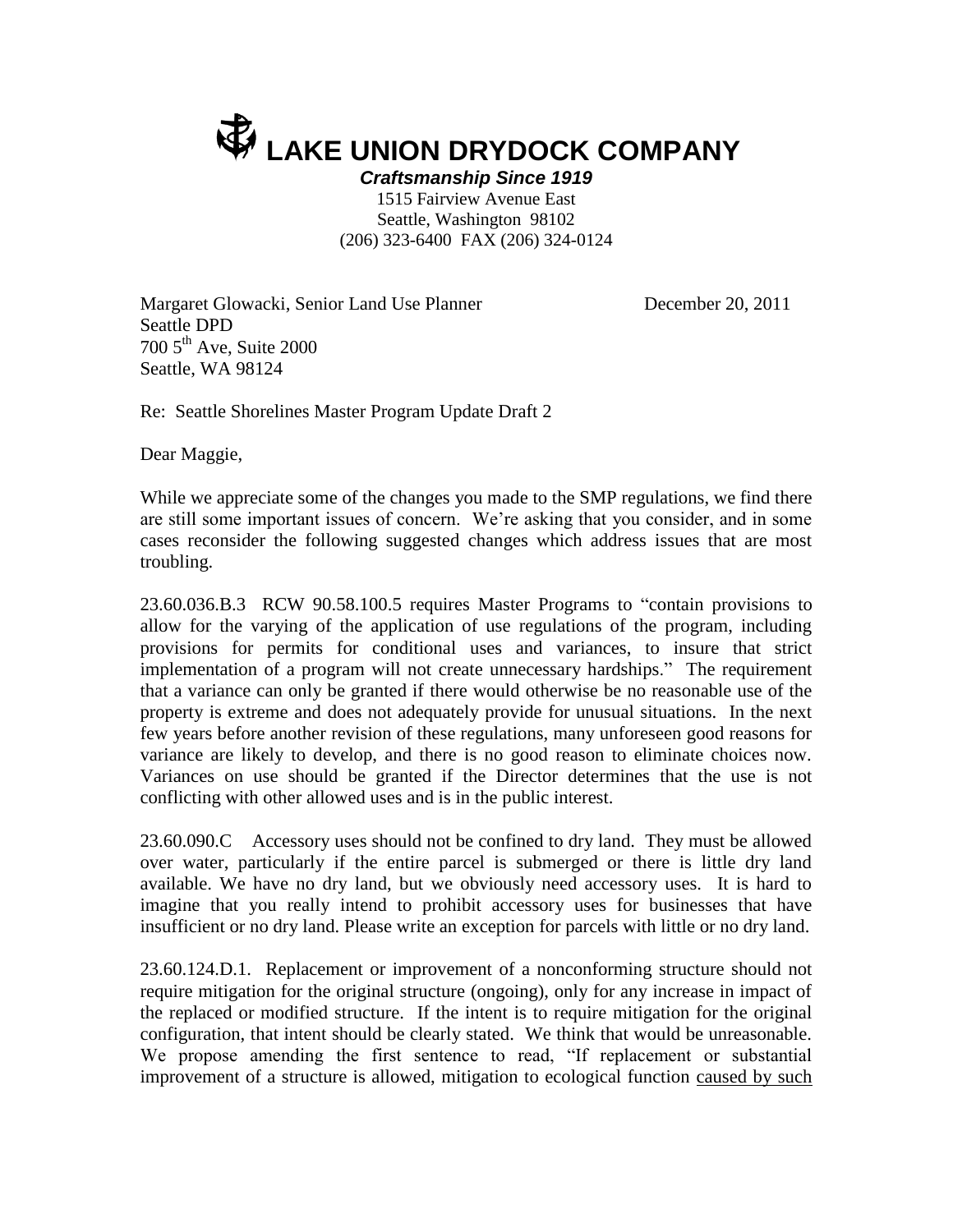# ⚓ LAKE UNION DRYDOCK COMPANY

***Craftsmanship Since 1919***

1515 Fairview Avenue East
Seattle, Washington 98102
(206) 323-6400 FAX (206) 324-0124

Margaret Glowacki, Senior Land Use Planner
Seattle DPD
700 5th Ave, Suite 2000
Seattle, WA 98124

December 20, 2011

Re: Seattle Shorelines Master Program Update Draft 2

Dear Maggie,

While we appreciate some of the changes you made to the SMP regulations, we find there are still some important issues of concern. We're asking that you consider, and in some cases reconsider the following suggested changes which address issues that are most troubling.

23.60.036.B.3 RCW 90.58.100.5 requires Master Programs to "contain provisions to allow for the varying of the application of use regulations of the program, including provisions for permits for conditional uses and variances, to insure that strict implementation of a program will not create unnecessary hardships." The requirement that a variance can only be granted if there would otherwise be no reasonable use of the property is extreme and does not adequately provide for unusual situations. In the next few years before another revision of these regulations, many unforeseen good reasons for variance are likely to develop, and there is no good reason to eliminate choices now. Variances on use should be granted if the Director determines that the use is not conflicting with other allowed uses and is in the public interest.

23.60.090.C Accessory uses should not be confined to dry land. They must be allowed over water, particularly if the entire parcel is submerged or there is little dry land available. We have no dry land, but we obviously need accessory uses. It is hard to imagine that you really intend to prohibit accessory uses for businesses that have insufficient or no dry land. Please write an exception for parcels with little or no dry land.

23.60.124.D.1. Replacement or improvement of a nonconforming structure should not require mitigation for the original structure (ongoing), only for any increase in impact of the replaced or modified structure. If the intent is to require mitigation for the original configuration, that intent should be clearly stated. We think that would be unreasonable. We propose amending the first sentence to read, "If replacement or substantial improvement of a structure is allowed, mitigation to ecological function caused by such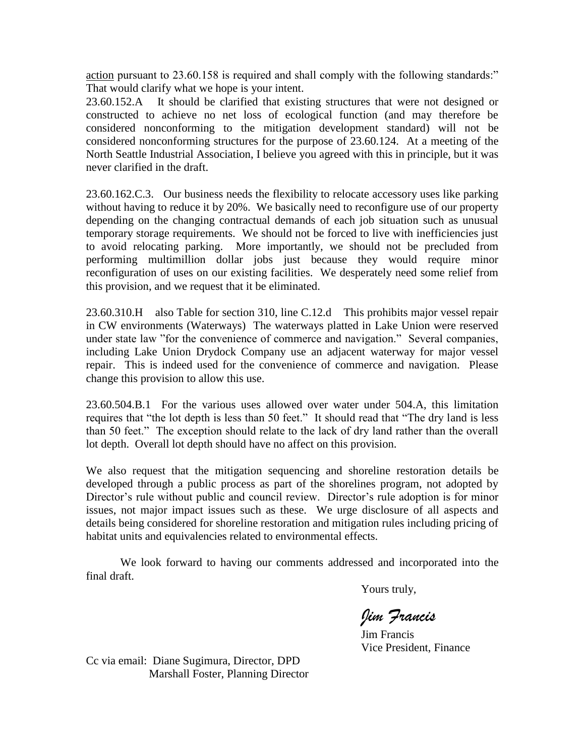action pursuant to 23.60.158 is required and shall comply with the following standards:" That would clarify what we hope is your intent.

23.60.152.A It should be clarified that existing structures that were not designed or constructed to achieve no net loss of ecological function (and may therefore be considered nonconforming to the mitigation development standard) will not be considered nonconforming structures for the purpose of 23.60.124. At a meeting of the North Seattle Industrial Association, I believe you agreed with this in principle, but it was never clarified in the draft.

23.60.162.C.3. Our business needs the flexibility to relocate accessory uses like parking without having to reduce it by 20%. We basically need to reconfigure use of our property depending on the changing contractual demands of each job situation such as unusual temporary storage requirements. We should not be forced to live with inefficiencies just to avoid relocating parking. More importantly, we should not be precluded from performing multimillion dollar jobs just because they would require minor reconfiguration of uses on our existing facilities. We desperately need some relief from this provision, and we request that it be eliminated.

23.60.310.H also Table for section 310, line C.12.d This prohibits major vessel repair in CW environments (Waterways) The waterways platted in Lake Union were reserved under state law "for the convenience of commerce and navigation." Several companies, including Lake Union Drydock Company use an adjacent waterway for major vessel repair. This is indeed used for the convenience of commerce and navigation. Please change this provision to allow this use.

23.60.504.B.1 For the various uses allowed over water under 504.A, this limitation requires that "the lot depth is less than 50 feet." It should read that "The dry land is less than 50 feet." The exception should relate to the lack of dry land rather than the overall lot depth. Overall lot depth should have no affect on this provision.

We also request that the mitigation sequencing and shoreline restoration details be developed through a public process as part of the shorelines program, not adopted by Director's rule without public and council review. Director's rule adoption is for minor issues, not major impact issues such as these. We urge disclosure of all aspects and details being considered for shoreline restoration and mitigation rules including pricing of habitat units and equivalencies related to environmental effects.

We look forward to having our comments addressed and incorporated into the final draft.

Yours truly,

*Jim Francis*

Jim Francis
Vice President, Finance

Cc via email: Diane Sugimura, Director, DPD
Marshall Foster, Planning Director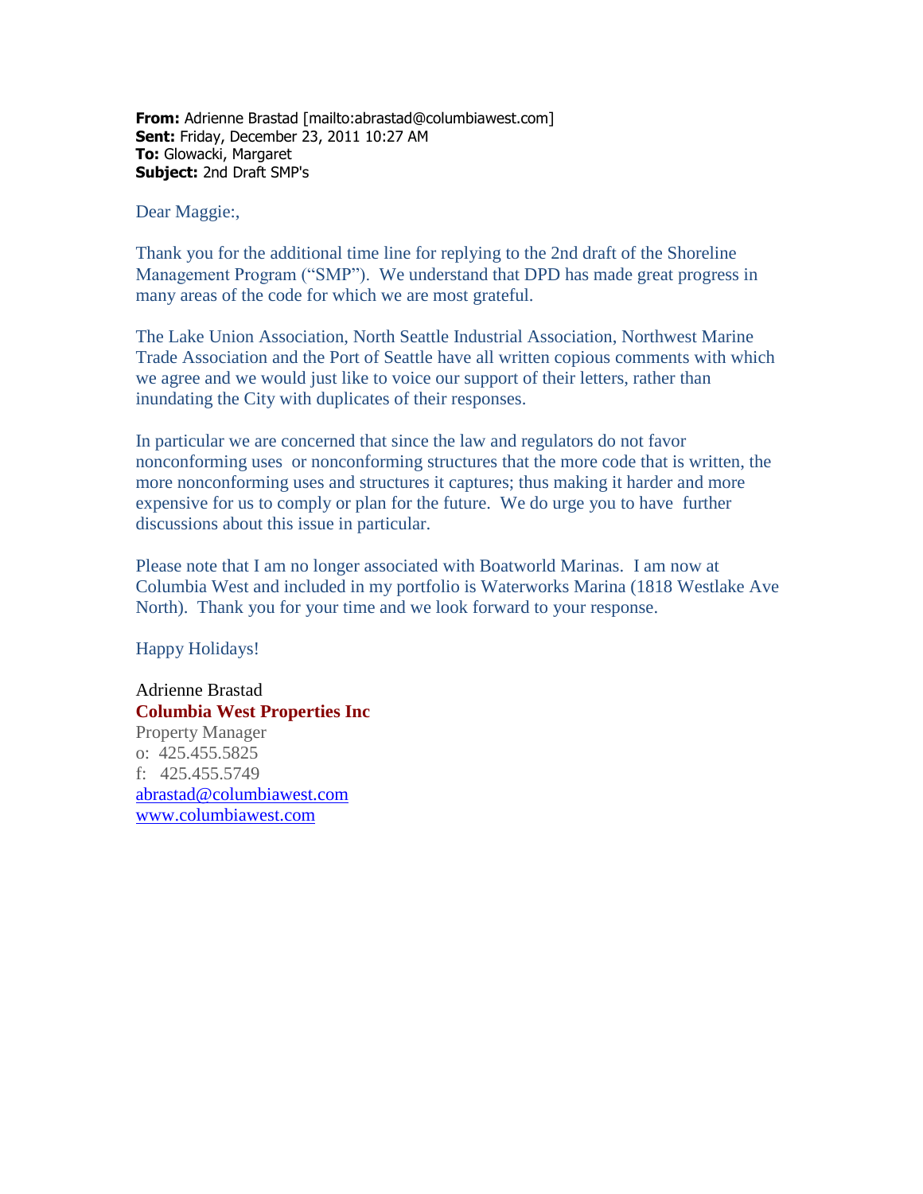**From:** Adrienne Brastad [mailto:abrastad@columbiawest.com]
**Sent:** Friday, December 23, 2011 10:27 AM
**To:** Glowacki, Margaret
**Subject:** 2nd Draft SMP's

Dear Maggie:,

Thank you for the additional time line for replying to the 2nd draft of the Shoreline Management Program ("SMP"). We understand that DPD has made great progress in many areas of the code for which we are most grateful.

The Lake Union Association, North Seattle Industrial Association, Northwest Marine Trade Association and the Port of Seattle have all written copious comments with which we agree and we would just like to voice our support of their letters, rather than inundating the City with duplicates of their responses.

In particular we are concerned that since the law and regulators do not favor nonconforming uses or nonconforming structures that the more code that is written, the more nonconforming uses and structures it captures; thus making it harder and more expensive for us to comply or plan for the future. We do urge you to have further discussions about this issue in particular.

Please note that I am no longer associated with Boatworld Marinas. I am now at Columbia West and included in my portfolio is Waterworks Marina (1818 Westlake Ave North). Thank you for your time and we look forward to your response.

Happy Holidays!

Adrienne Brastad
**Columbia West Properties Inc**
Property Manager
o: 425.455.5825
f: 425.455.5749
abrastad@columbiawest.com
www.columbiawest.com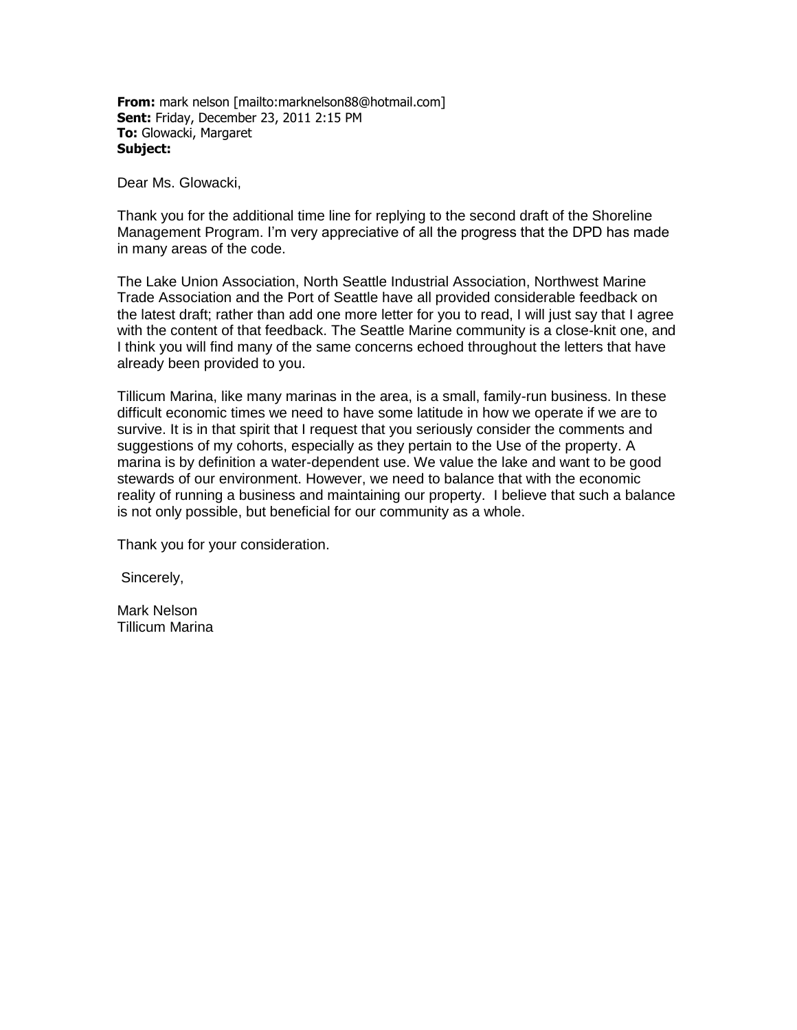**From:** mark nelson [mailto:marknelson88@hotmail.com]
**Sent:** Friday, December 23, 2011 2:15 PM
**To:** Glowacki, Margaret
**Subject:**

Dear Ms. Glowacki,

Thank you for the additional time line for replying to the second draft of the Shoreline Management Program. I'm very appreciative of all the progress that the DPD has made in many areas of the code.

The Lake Union Association, North Seattle Industrial Association, Northwest Marine Trade Association and the Port of Seattle have all provided considerable feedback on the latest draft; rather than add one more letter for you to read, I will just say that I agree with the content of that feedback. The Seattle Marine community is a close-knit one, and I think you will find many of the same concerns echoed throughout the letters that have already been provided to you.

Tillicum Marina, like many marinas in the area, is a small, family-run business. In these difficult economic times we need to have some latitude in how we operate if we are to survive. It is in that spirit that I request that you seriously consider the comments and suggestions of my cohorts, especially as they pertain to the Use of the property. A marina is by definition a water-dependent use. We value the lake and want to be good stewards of our environment. However, we need to balance that with the economic reality of running a business and maintaining our property. I believe that such a balance is not only possible, but beneficial for our community as a whole.

Thank you for your consideration.

Sincerely,

Mark Nelson
Tillicum Marina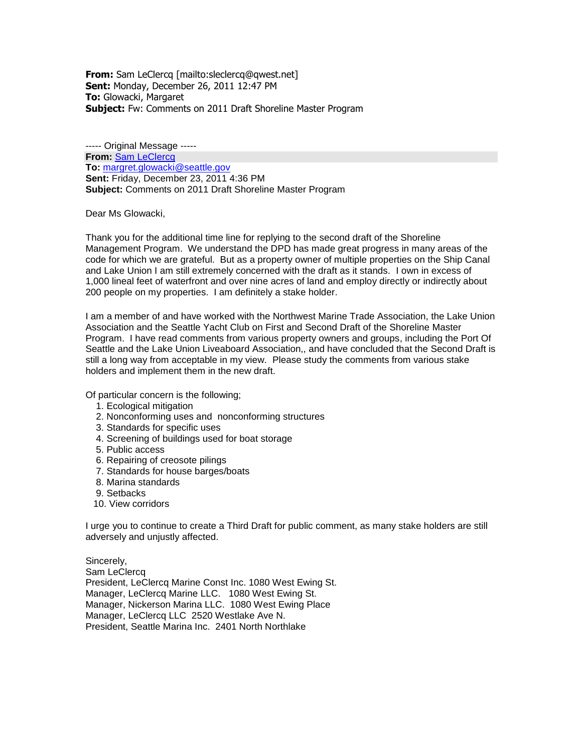**From:** Sam LeClercq [mailto:sleclercq@qwest.net]
**Sent:** Monday, December 26, 2011 12:47 PM
**To:** Glowacki, Margaret
**Subject:** Fw: Comments on 2011 Draft Shoreline Master Program

----- Original Message -----
**From:** Sam LeClercq
**To:** margret.glowacki@seattle.gov
**Sent:** Friday, December 23, 2011 4:36 PM
**Subject:** Comments on 2011 Draft Shoreline Master Program

Dear Ms Glowacki,

Thank you for the additional time line for replying to the second draft of the Shoreline Management Program. We understand the DPD has made great progress in many areas of the code for which we are grateful. But as a property owner of multiple properties on the Ship Canal and Lake Union I am still extremely concerned with the draft as it stands. I own in excess of 1,000 lineal feet of waterfront and over nine acres of land and employ directly or indirectly about 200 people on my properties. I am definitely a stake holder.

I am a member of and have worked with the Northwest Marine Trade Association, the Lake Union Association and the Seattle Yacht Club on First and Second Draft of the Shoreline Master Program. I have read comments from various property owners and groups, including the Port Of Seattle and the Lake Union Liveaboard Association,, and have concluded that the Second Draft is still a long way from acceptable in my view. Please study the comments from various stake holders and implement them in the new draft.

Of particular concern is the following;

1. Ecological mitigation
2. Nonconforming uses and nonconforming structures
3. Standards for specific uses
4. Screening of buildings used for boat storage
5. Public access
6. Repairing of creosote pilings
7. Standards for house barges/boats
8. Marina standards
9. Setbacks
10. View corridors

I urge you to continue to create a Third Draft for public comment, as many stake holders are still adversely and unjustly affected.

Sincerely,
Sam LeClercq
President, LeClercq Marine Const Inc. 1080 West Ewing St.
Manager, LeClercq Marine LLC. 1080 West Ewing St.
Manager, Nickerson Marina LLC. 1080 West Ewing Place
Manager, LeClercq LLC 2520 Westlake Ave N.
President, Seattle Marina Inc. 2401 North Northlake